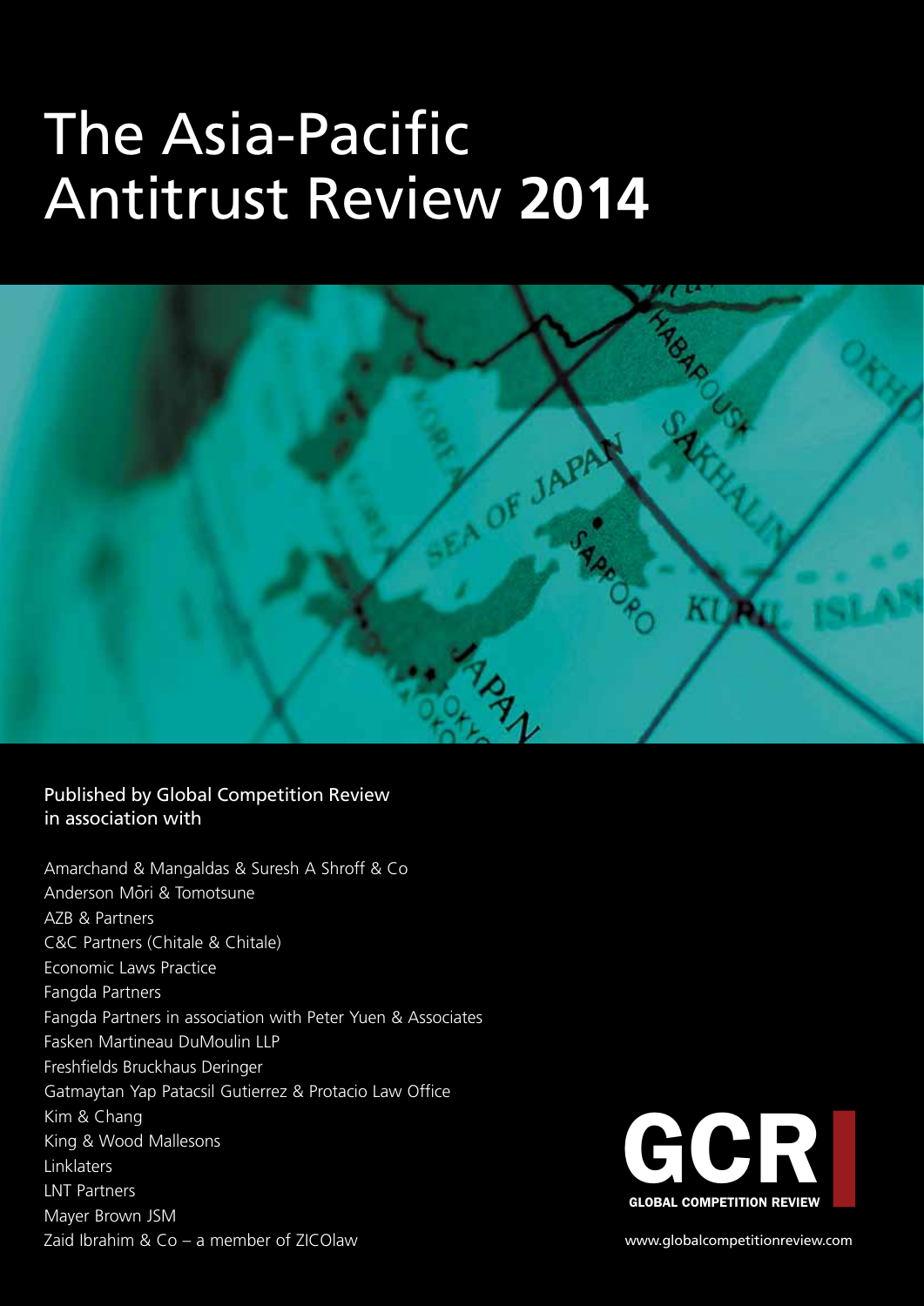# The Asia-Pacific Antitrust Review **2014**

Published by Global Competition Review in association with

Amarchand & Mangaldas & Suresh A Shroff & Co
Anderson Mōri & Tomotsune
AZB & Partners
C&C Partners (Chitale & Chitale)
Economic Laws Practice
Fangda Partners
Fangda Partners in association with Peter Yuen & Associates
Fasken Martineau DuMoulin LLP
Freshfields Bruckhaus Deringer
Gatmaytan Yap Patacsil Gutierrez & Protacio Law Office
Kim & Chang
King & Wood Mallesons
Linklaters
LNT Partners
Mayer Brown JSM
Zaid Ibrahim & Co – a member of ZICOlaw

GCR
GLOBAL COMPETITION REVIEW

www.globalcompetitionreview.com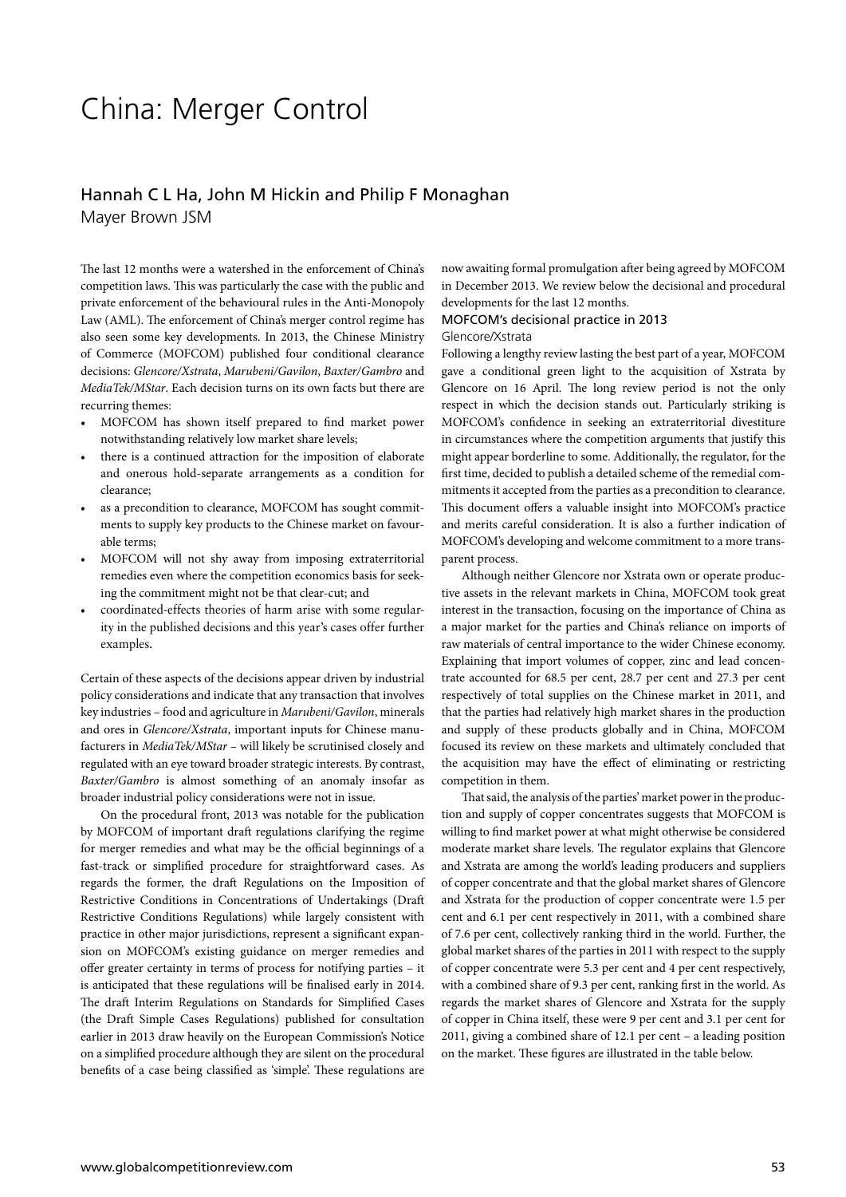# China: Merger Control

## Hannah C L Ha, John M Hickin and Philip F Monaghan

Mayer Brown JSM

The last 12 months were a watershed in the enforcement of China's competition laws. This was particularly the case with the public and private enforcement of the behavioural rules in the Anti-Monopoly Law (AML). The enforcement of China's merger control regime has also seen some key developments. In 2013, the Chinese Ministry of Commerce (MOFCOM) published four conditional clearance decisions: *Glencore/Xstrata*, *Marubeni/Gavilon*, *Baxter/Gambro* and *MediaTek/MStar*. Each decision turns on its own facts but there are recurring themes:

- MOFCOM has shown itself prepared to find market power notwithstanding relatively low market share levels;
- there is a continued attraction for the imposition of elaborate and onerous hold-separate arrangements as a condition for clearance;
- as a precondition to clearance, MOFCOM has sought commitments to supply key products to the Chinese market on favourable terms;
- MOFCOM will not shy away from imposing extraterritorial remedies even where the competition economics basis for seeking the commitment might not be that clear-cut; and
- coordinated-effects theories of harm arise with some regularity in the published decisions and this year's cases offer further examples.

Certain of these aspects of the decisions appear driven by industrial policy considerations and indicate that any transaction that involves key industries – food and agriculture in *Marubeni/Gavilon*, minerals and ores in *Glencore/Xstrata*, important inputs for Chinese manufacturers in *MediaTek/MStar* – will likely be scrutinised closely and regulated with an eye toward broader strategic interests. By contrast, *Baxter/Gambro* is almost something of an anomaly insofar as broader industrial policy considerations were not in issue.

On the procedural front, 2013 was notable for the publication by MOFCOM of important draft regulations clarifying the regime for merger remedies and what may be the official beginnings of a fast-track or simplified procedure for straightforward cases. As regards the former, the draft Regulations on the Imposition of Restrictive Conditions in Concentrations of Undertakings (Draft Restrictive Conditions Regulations) while largely consistent with practice in other major jurisdictions, represent a significant expansion on MOFCOM's existing guidance on merger remedies and offer greater certainty in terms of process for notifying parties – it is anticipated that these regulations will be finalised early in 2014. The draft Interim Regulations on Standards for Simplified Cases (the Draft Simple Cases Regulations) published for consultation earlier in 2013 draw heavily on the European Commission's Notice on a simplified procedure although they are silent on the procedural benefits of a case being classified as 'simple'. These regulations are now awaiting formal promulgation after being agreed by MOFCOM in December 2013. We review below the decisional and procedural developments for the last 12 months.

### MOFCOM's decisional practice in 2013

#### Glencore/Xstrata

Following a lengthy review lasting the best part of a year, MOFCOM gave a conditional green light to the acquisition of Xstrata by Glencore on 16 April. The long review period is not the only respect in which the decision stands out. Particularly striking is MOFCOM's confidence in seeking an extraterritorial divestiture in circumstances where the competition arguments that justify this might appear borderline to some. Additionally, the regulator, for the first time, decided to publish a detailed scheme of the remedial commitments it accepted from the parties as a precondition to clearance. This document offers a valuable insight into MOFCOM's practice and merits careful consideration. It is also a further indication of MOFCOM's developing and welcome commitment to a more transparent process.

Although neither Glencore nor Xstrata own or operate productive assets in the relevant markets in China, MOFCOM took great interest in the transaction, focusing on the importance of China as a major market for the parties and China's reliance on imports of raw materials of central importance to the wider Chinese economy. Explaining that import volumes of copper, zinc and lead concentrate accounted for 68.5 per cent, 28.7 per cent and 27.3 per cent respectively of total supplies on the Chinese market in 2011, and that the parties had relatively high market shares in the production and supply of these products globally and in China, MOFCOM focused its review on these markets and ultimately concluded that the acquisition may have the effect of eliminating or restricting competition in them.

That said, the analysis of the parties' market power in the production and supply of copper concentrates suggests that MOFCOM is willing to find market power at what might otherwise be considered moderate market share levels. The regulator explains that Glencore and Xstrata are among the world's leading producers and suppliers of copper concentrate and that the global market shares of Glencore and Xstrata for the production of copper concentrate were 1.5 per cent and 6.1 per cent respectively in 2011, with a combined share of 7.6 per cent, collectively ranking third in the world. Further, the global market shares of the parties in 2011 with respect to the supply of copper concentrate were 5.3 per cent and 4 per cent respectively, with a combined share of 9.3 per cent, ranking first in the world. As regards the market shares of Glencore and Xstrata for the supply of copper in China itself, these were 9 per cent and 3.1 per cent for 2011, giving a combined share of 12.1 per cent – a leading position on the market. These figures are illustrated in the table below.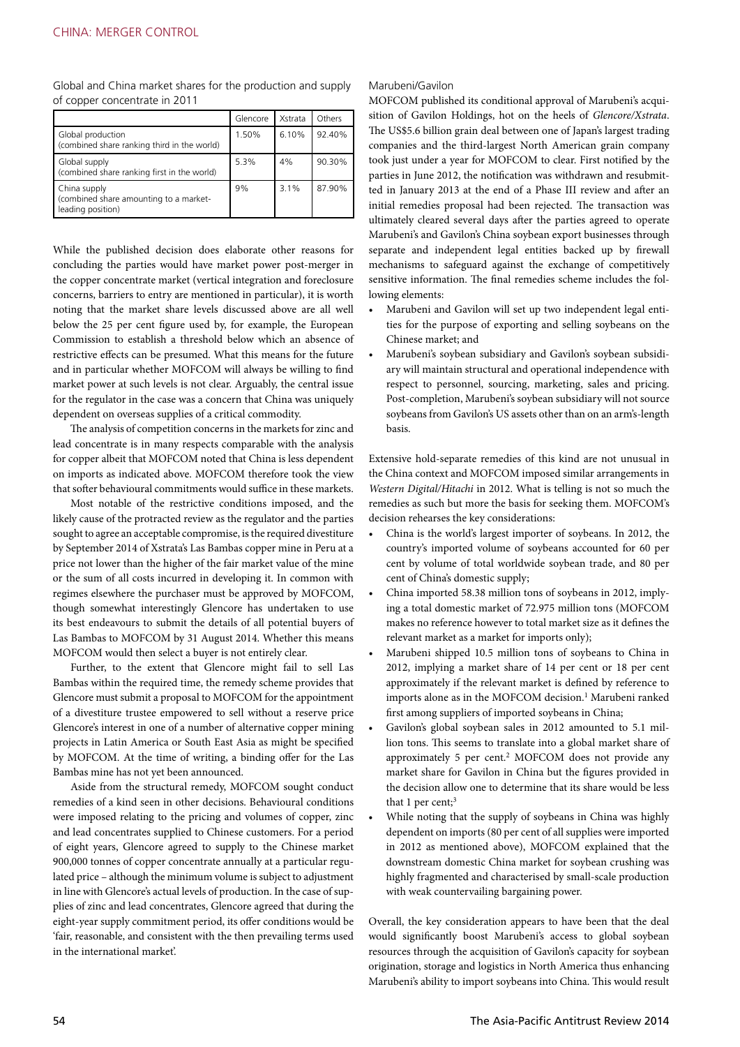Global and China market shares for the production and supply of copper concentrate in 2011

| | Glencore | Xstrata | Others |
|---|---|---|---|
| Global production (combined share ranking third in the world) | 1.50% | 6.10% | 92.40% |
| Global supply (combined share ranking first in the world) | 5.3% | 4% | 90.30% |
| China supply (combined share amounting to a market-leading position) | 9% | 3.1% | 87.90% |

While the published decision does elaborate other reasons for concluding the parties would have market power post-merger in the copper concentrate market (vertical integration and foreclosure concerns, barriers to entry are mentioned in particular), it is worth noting that the market share levels discussed above are all well below the 25 per cent figure used by, for example, the European Commission to establish a threshold below which an absence of restrictive effects can be presumed. What this means for the future and in particular whether MOFCOM will always be willing to find market power at such levels is not clear. Arguably, the central issue for the regulator in the case was a concern that China was uniquely dependent on overseas supplies of a critical commodity.

The analysis of competition concerns in the markets for zinc and lead concentrate is in many respects comparable with the analysis for copper albeit that MOFCOM noted that China is less dependent on imports as indicated above. MOFCOM therefore took the view that softer behavioural commitments would suffice in these markets.

Most notable of the restrictive conditions imposed, and the likely cause of the protracted review as the regulator and the parties sought to agree an acceptable compromise, is the required divestiture by September 2014 of Xstrata's Las Bambas copper mine in Peru at a price not lower than the higher of the fair market value of the mine or the sum of all costs incurred in developing it. In common with regimes elsewhere the purchaser must be approved by MOFCOM, though somewhat interestingly Glencore has undertaken to use its best endeavours to submit the details of all potential buyers of Las Bambas to MOFCOM by 31 August 2014. Whether this means MOFCOM would then select a buyer is not entirely clear.

Further, to the extent that Glencore might fail to sell Las Bambas within the required time, the remedy scheme provides that Glencore must submit a proposal to MOFCOM for the appointment of a divestiture trustee empowered to sell without a reserve price Glencore's interest in one of a number of alternative copper mining projects in Latin America or South East Asia as might be specified by MOFCOM. At the time of writing, a binding offer for the Las Bambas mine has not yet been announced.

Aside from the structural remedy, MOFCOM sought conduct remedies of a kind seen in other decisions. Behavioural conditions were imposed relating to the pricing and volumes of copper, zinc and lead concentrates supplied to Chinese customers. For a period of eight years, Glencore agreed to supply to the Chinese market 900,000 tonnes of copper concentrate annually at a particular regulated price – although the minimum volume is subject to adjustment in line with Glencore's actual levels of production. In the case of supplies of zinc and lead concentrates, Glencore agreed that during the eight-year supply commitment period, its offer conditions would be 'fair, reasonable, and consistent with the then prevailing terms used in the international market'.

Marubeni/Gavilon

MOFCOM published its conditional approval of Marubeni's acquisition of Gavilon Holdings, hot on the heels of *Glencore/Xstrata*. The US$5.6 billion grain deal between one of Japan's largest trading companies and the third-largest North American grain company took just under a year for MOFCOM to clear. First notified by the parties in June 2012, the notification was withdrawn and resubmitted in January 2013 at the end of a Phase III review and after an initial remedies proposal had been rejected. The transaction was ultimately cleared several days after the parties agreed to operate Marubeni's and Gavilon's China soybean export businesses through separate and independent legal entities backed up by firewall mechanisms to safeguard against the exchange of competitively sensitive information. The final remedies scheme includes the following elements:

- Marubeni and Gavilon will set up two independent legal entities for the purpose of exporting and selling soybeans on the Chinese market; and
- Marubeni's soybean subsidiary and Gavilon's soybean subsidiary will maintain structural and operational independence with respect to personnel, sourcing, marketing, sales and pricing. Post-completion, Marubeni's soybean subsidiary will not source soybeans from Gavilon's US assets other than on an arm's-length basis.

Extensive hold-separate remedies of this kind are not unusual in the China context and MOFCOM imposed similar arrangements in *Western Digital/Hitachi* in 2012. What is telling is not so much the remedies as such but more the basis for seeking them. MOFCOM's decision rehearses the key considerations:

- China is the world's largest importer of soybeans. In 2012, the country's imported volume of soybeans accounted for 60 per cent by volume of total worldwide soybean trade, and 80 per cent of China's domestic supply;
- China imported 58.38 million tons of soybeans in 2012, implying a total domestic market of 72.975 million tons (MOFCOM makes no reference however to total market size as it defines the relevant market as a market for imports only);
- Marubeni shipped 10.5 million tons of soybeans to China in 2012, implying a market share of 14 per cent or 18 per cent approximately if the relevant market is defined by reference to imports alone as in the MOFCOM decision.[1] Marubeni ranked first among suppliers of imported soybeans in China;
- Gavilon's global soybean sales in 2012 amounted to 5.1 million tons. This seems to translate into a global market share of approximately 5 per cent.[2] MOFCOM does not provide any market share for Gavilon in China but the figures provided in the decision allow one to determine that its share would be less that 1 per cent;[3]
- While noting that the supply of soybeans in China was highly dependent on imports (80 per cent of all supplies were imported in 2012 as mentioned above), MOFCOM explained that the downstream domestic China market for soybean crushing was highly fragmented and characterised by small-scale production with weak countervailing bargaining power.

Overall, the key consideration appears to have been that the deal would significantly boost Marubeni's access to global soybean resources through the acquisition of Gavilon's capacity for soybean origination, storage and logistics in North America thus enhancing Marubeni's ability to import soybeans into China. This would result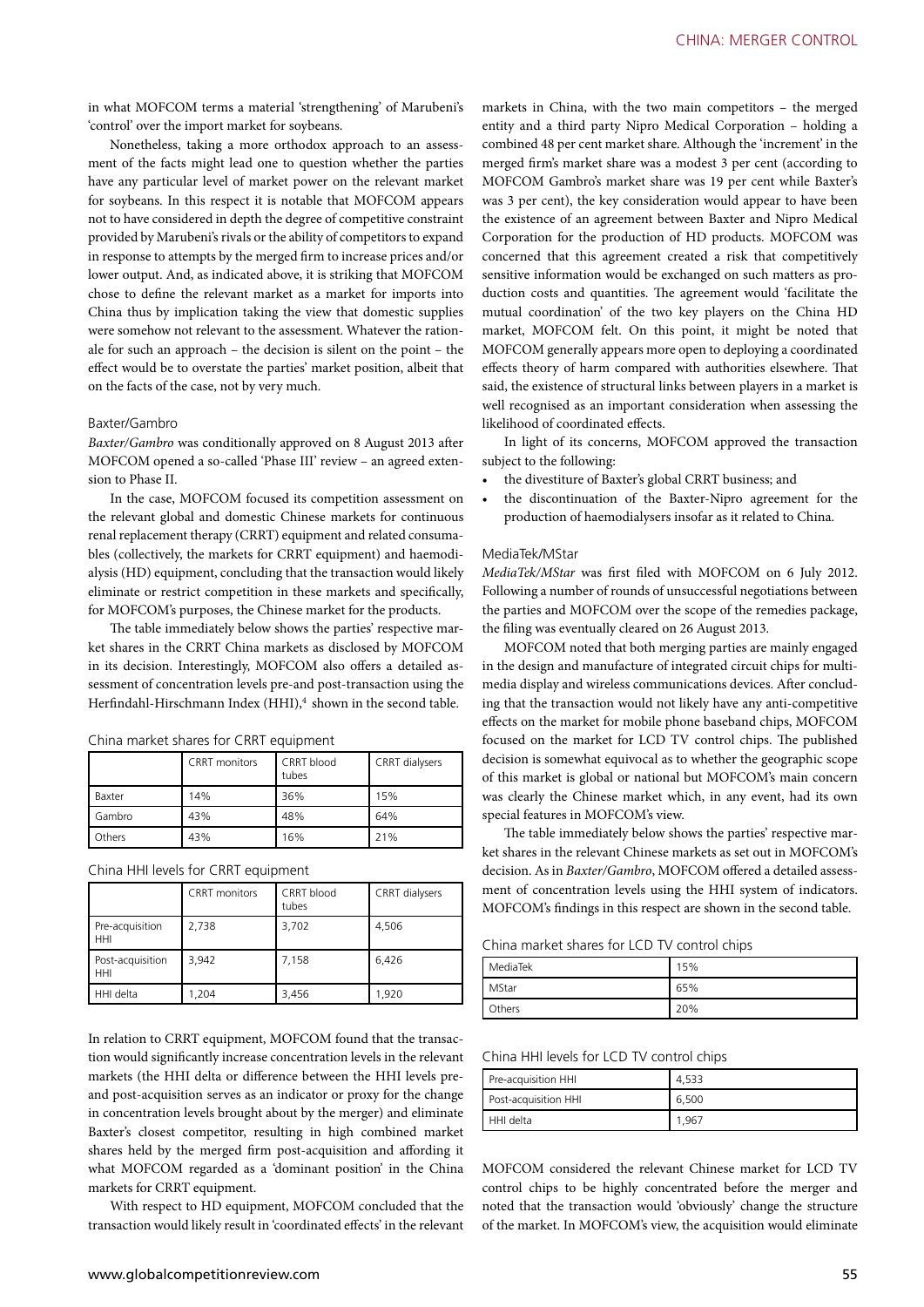in what MOFCOM terms a material 'strengthening' of Marubeni's 'control' over the import market for soybeans.

Nonetheless, taking a more orthodox approach to an assessment of the facts might lead one to question whether the parties have any particular level of market power on the relevant market for soybeans. In this respect it is notable that MOFCOM appears not to have considered in depth the degree of competitive constraint provided by Marubeni's rivals or the ability of competitors to expand in response to attempts by the merged firm to increase prices and/or lower output. And, as indicated above, it is striking that MOFCOM chose to define the relevant market as a market for imports into China thus by implication taking the view that domestic supplies were somehow not relevant to the assessment. Whatever the rationale for such an approach – the decision is silent on the point – the effect would be to overstate the parties' market position, albeit that on the facts of the case, not by very much.

### Baxter/Gambro

*Baxter/Gambro* was conditionally approved on 8 August 2013 after MOFCOM opened a so-called 'Phase III' review – an agreed extension to Phase II.

In the case, MOFCOM focused its competition assessment on the relevant global and domestic Chinese markets for continuous renal replacement therapy (CRRT) equipment and related consumables (collectively, the markets for CRRT equipment) and haemodialysis (HD) equipment, concluding that the transaction would likely eliminate or restrict competition in these markets and specifically, for MOFCOM's purposes, the Chinese market for the products.

The table immediately below shows the parties' respective market shares in the CRRT China markets as disclosed by MOFCOM in its decision. Interestingly, MOFCOM also offers a detailed assessment of concentration levels pre-and post-transaction using the Herfindahl-Hirschmann Index (HHI),[4] shown in the second table.

China market shares for CRRT equipment

| | CRRT monitors | CRRT blood tubes | CRRT dialysers |
|---|---|---|---|
| Baxter | 14% | 36% | 15% |
| Gambro | 43% | 48% | 64% |
| Others | 43% | 16% | 21% |

China HHI levels for CRRT equipment

| | CRRT monitors | CRRT blood tubes | CRRT dialysers |
|---|---|---|---|
| Pre-acquisition HHI | 2,738 | 3,702 | 4,506 |
| Post-acquisition HHI | 3,942 | 7,158 | 6,426 |
| HHI delta | 1,204 | 3,456 | 1,920 |

In relation to CRRT equipment, MOFCOM found that the transaction would significantly increase concentration levels in the relevant markets (the HHI delta or difference between the HHI levels pre- and post-acquisition serves as an indicator or proxy for the change in concentration levels brought about by the merger) and eliminate Baxter's closest competitor, resulting in high combined market shares held by the merged firm post-acquisition and affording it what MOFCOM regarded as a 'dominant position' in the China markets for CRRT equipment.

With respect to HD equipment, MOFCOM concluded that the transaction would likely result in 'coordinated effects' in the relevant markets in China, with the two main competitors – the merged entity and a third party Nipro Medical Corporation – holding a combined 48 per cent market share. Although the 'increment' in the merged firm's market share was a modest 3 per cent (according to MOFCOM Gambro's market share was 19 per cent while Baxter's was 3 per cent), the key consideration would appear to have been the existence of an agreement between Baxter and Nipro Medical Corporation for the production of HD products. MOFCOM was concerned that this agreement created a risk that competitively sensitive information would be exchanged on such matters as production costs and quantities. The agreement would 'facilitate the mutual coordination' of the two key players on the China HD market, MOFCOM felt. On this point, it might be noted that MOFCOM generally appears more open to deploying a coordinated effects theory of harm compared with authorities elsewhere. That said, the existence of structural links between players in a market is well recognised as an important consideration when assessing the likelihood of coordinated effects.

In light of its concerns, MOFCOM approved the transaction subject to the following:

- the divestiture of Baxter's global CRRT business; and
- the discontinuation of the Baxter-Nipro agreement for the production of haemodialysers insofar as it related to China.

### MediaTek/MStar

*MediaTek/MStar* was first filed with MOFCOM on 6 July 2012. Following a number of rounds of unsuccessful negotiations between the parties and MOFCOM over the scope of the remedies package, the filing was eventually cleared on 26 August 2013.

MOFCOM noted that both merging parties are mainly engaged in the design and manufacture of integrated circuit chips for multimedia display and wireless communications devices. After concluding that the transaction would not likely have any anti-competitive effects on the market for mobile phone baseband chips, MOFCOM focused on the market for LCD TV control chips. The published decision is somewhat equivocal as to whether the geographic scope of this market is global or national but MOFCOM's main concern was clearly the Chinese market which, in any event, had its own special features in MOFCOM's view.

The table immediately below shows the parties' respective market shares in the relevant Chinese markets as set out in MOFCOM's decision. As in *Baxter/Gambro*, MOFCOM offered a detailed assessment of concentration levels using the HHI system of indicators. MOFCOM's findings in this respect are shown in the second table.

China market shares for LCD TV control chips

| | |
|---|---|
| MediaTek | 15% |
| MStar | 65% |
| Others | 20% |

China HHI levels for LCD TV control chips

| | |
|---|---|
| Pre-acquisition HHI | 4,533 |
| Post-acquisition HHI | 6,500 |
| HHI delta | 1,967 |

MOFCOM considered the relevant Chinese market for LCD TV control chips to be highly concentrated before the merger and noted that the transaction would 'obviously' change the structure of the market. In MOFCOM's view, the acquisition would eliminate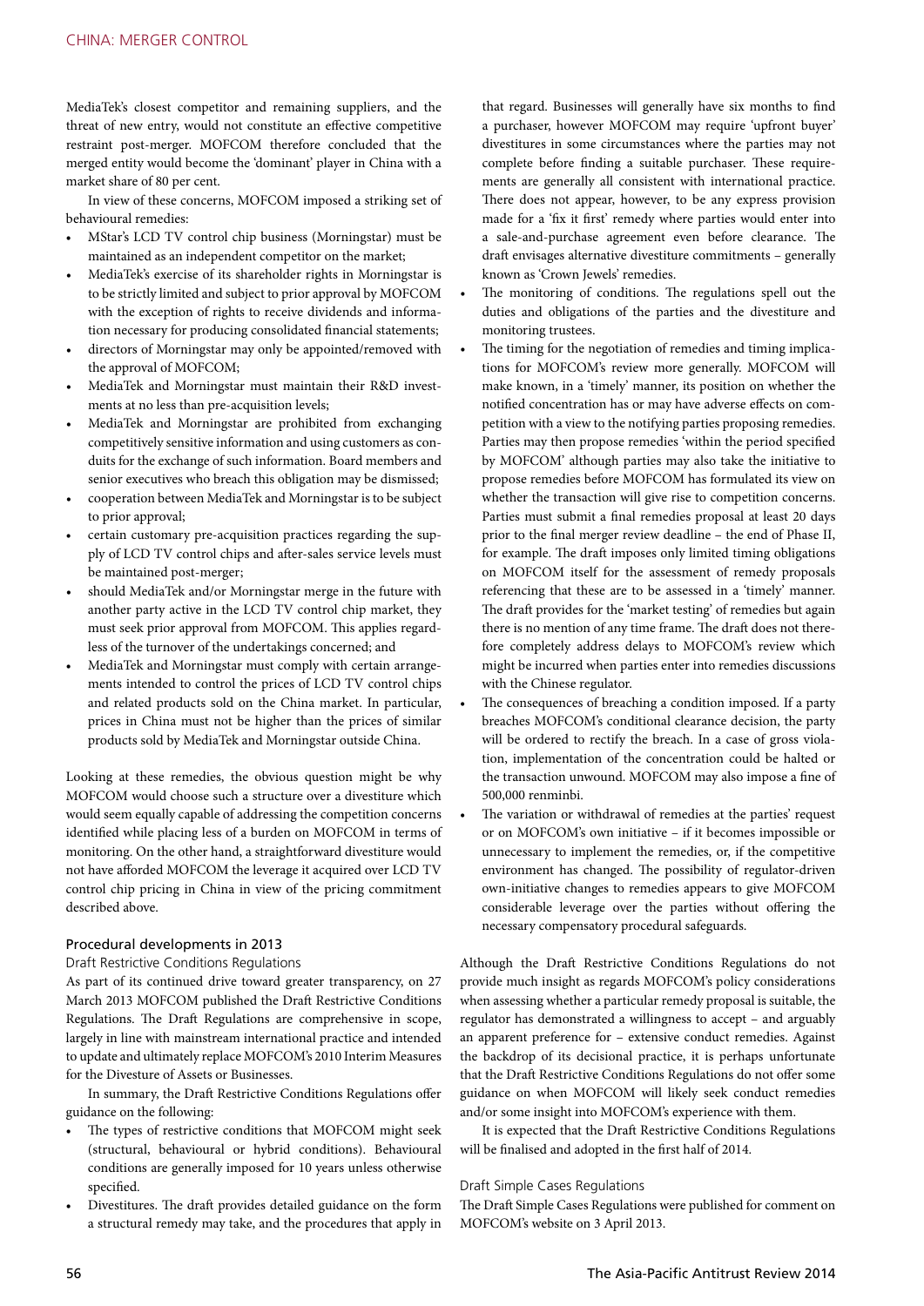MediaTek's closest competitor and remaining suppliers, and the threat of new entry, would not constitute an effective competitive restraint post-merger. MOFCOM therefore concluded that the merged entity would become the 'dominant' player in China with a market share of 80 per cent.

In view of these concerns, MOFCOM imposed a striking set of behavioural remedies:

- MStar's LCD TV control chip business (Morningstar) must be maintained as an independent competitor on the market;
- MediaTek's exercise of its shareholder rights in Morningstar is to be strictly limited and subject to prior approval by MOFCOM with the exception of rights to receive dividends and information necessary for producing consolidated financial statements;
- directors of Morningstar may only be appointed/removed with the approval of MOFCOM;
- MediaTek and Morningstar must maintain their R&D investments at no less than pre-acquisition levels;
- MediaTek and Morningstar are prohibited from exchanging competitively sensitive information and using customers as conduits for the exchange of such information. Board members and senior executives who breach this obligation may be dismissed;
- cooperation between MediaTek and Morningstar is to be subject to prior approval;
- certain customary pre-acquisition practices regarding the supply of LCD TV control chips and after-sales service levels must be maintained post-merger;
- should MediaTek and/or Morningstar merge in the future with another party active in the LCD TV control chip market, they must seek prior approval from MOFCOM. This applies regardless of the turnover of the undertakings concerned; and
- MediaTek and Morningstar must comply with certain arrangements intended to control the prices of LCD TV control chips and related products sold on the China market. In particular, prices in China must not be higher than the prices of similar products sold by MediaTek and Morningstar outside China.

Looking at these remedies, the obvious question might be why MOFCOM would choose such a structure over a divestiture which would seem equally capable of addressing the competition concerns identified while placing less of a burden on MOFCOM in terms of monitoring. On the other hand, a straightforward divestiture would not have afforded MOFCOM the leverage it acquired over LCD TV control chip pricing in China in view of the pricing commitment described above.

## Procedural developments in 2013

### Draft Restrictive Conditions Regulations

As part of its continued drive toward greater transparency, on 27 March 2013 MOFCOM published the Draft Restrictive Conditions Regulations. The Draft Regulations are comprehensive in scope, largely in line with mainstream international practice and intended to update and ultimately replace MOFCOM's 2010 Interim Measures for the Divesture of Assets or Businesses.

In summary, the Draft Restrictive Conditions Regulations offer guidance on the following:

- The types of restrictive conditions that MOFCOM might seek (structural, behavioural or hybrid conditions). Behavioural conditions are generally imposed for 10 years unless otherwise specified.
- Divestitures. The draft provides detailed guidance on the form a structural remedy may take, and the procedures that apply in that regard. Businesses will generally have six months to find a purchaser, however MOFCOM may require 'upfront buyer' divestitures in some circumstances where the parties may not complete before finding a suitable purchaser. These requirements are generally all consistent with international practice. There does not appear, however, to be any express provision made for a 'fix it first' remedy where parties would enter into a sale-and-purchase agreement even before clearance. The draft envisages alternative divestiture commitments – generally known as 'Crown Jewels' remedies.
- The monitoring of conditions. The regulations spell out the duties and obligations of the parties and the divestiture and monitoring trustees.
- The timing for the negotiation of remedies and timing implications for MOFCOM's review more generally. MOFCOM will make known, in a 'timely' manner, its position on whether the notified concentration has or may have adverse effects on competition with a view to the notifying parties proposing remedies. Parties may then propose remedies 'within the period specified by MOFCOM' although parties may also take the initiative to propose remedies before MOFCOM has formulated its view on whether the transaction will give rise to competition concerns. Parties must submit a final remedies proposal at least 20 days prior to the final merger review deadline – the end of Phase II, for example. The draft imposes only limited timing obligations on MOFCOM itself for the assessment of remedy proposals referencing that these are to be assessed in a 'timely' manner. The draft provides for the 'market testing' of remedies but again there is no mention of any time frame. The draft does not therefore completely address delays to MOFCOM's review which might be incurred when parties enter into remedies discussions with the Chinese regulator.
- The consequences of breaching a condition imposed. If a party breaches MOFCOM's conditional clearance decision, the party will be ordered to rectify the breach. In a case of gross violation, implementation of the concentration could be halted or the transaction unwound. MOFCOM may also impose a fine of 500,000 renminbi.
- The variation or withdrawal of remedies at the parties' request or on MOFCOM's own initiative – if it becomes impossible or unnecessary to implement the remedies, or, if the competitive environment has changed. The possibility of regulator-driven own-initiative changes to remedies appears to give MOFCOM considerable leverage over the parties without offering the necessary compensatory procedural safeguards.

Although the Draft Restrictive Conditions Regulations do not provide much insight as regards MOFCOM's policy considerations when assessing whether a particular remedy proposal is suitable, the regulator has demonstrated a willingness to accept – and arguably an apparent preference for – extensive conduct remedies. Against the backdrop of its decisional practice, it is perhaps unfortunate that the Draft Restrictive Conditions Regulations do not offer some guidance on when MOFCOM will likely seek conduct remedies and/or some insight into MOFCOM's experience with them.

It is expected that the Draft Restrictive Conditions Regulations will be finalised and adopted in the first half of 2014.

### Draft Simple Cases Regulations

The Draft Simple Cases Regulations were published for comment on MOFCOM's website on 3 April 2013.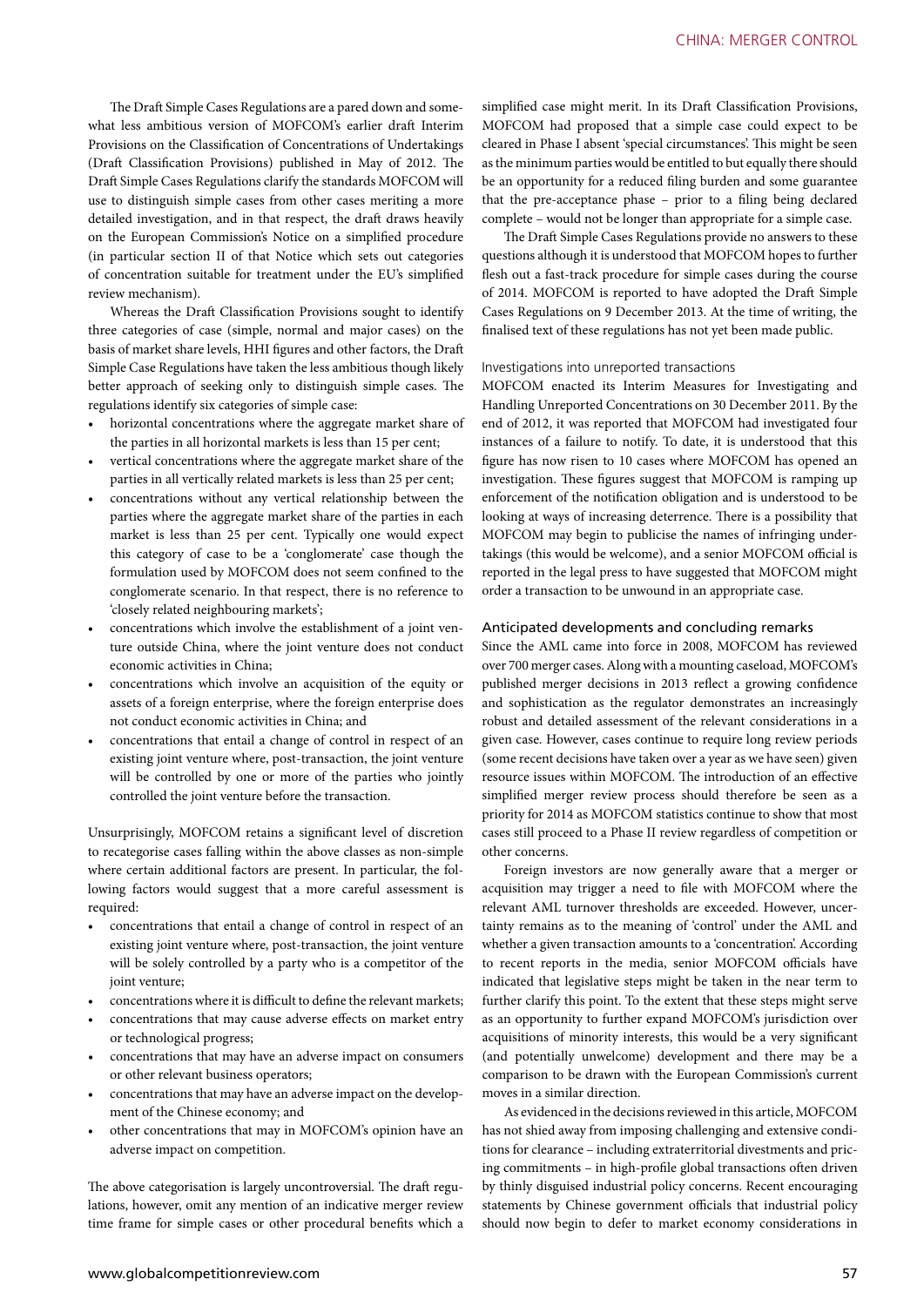The Draft Simple Cases Regulations are a pared down and somewhat less ambitious version of MOFCOM's earlier draft Interim Provisions on the Classification of Concentrations of Undertakings (Draft Classification Provisions) published in May of 2012. The Draft Simple Cases Regulations clarify the standards MOFCOM will use to distinguish simple cases from other cases meriting a more detailed investigation, and in that respect, the draft draws heavily on the European Commission's Notice on a simplified procedure (in particular section II of that Notice which sets out categories of concentration suitable for treatment under the EU's simplified review mechanism).

Whereas the Draft Classification Provisions sought to identify three categories of case (simple, normal and major cases) on the basis of market share levels, HHI figures and other factors, the Draft Simple Case Regulations have taken the less ambitious though likely better approach of seeking only to distinguish simple cases. The regulations identify six categories of simple case:

- horizontal concentrations where the aggregate market share of the parties in all horizontal markets is less than 15 per cent;
- vertical concentrations where the aggregate market share of the parties in all vertically related markets is less than 25 per cent;
- concentrations without any vertical relationship between the parties where the aggregate market share of the parties in each market is less than 25 per cent. Typically one would expect this category of case to be a 'conglomerate' case though the formulation used by MOFCOM does not seem confined to the conglomerate scenario. In that respect, there is no reference to 'closely related neighbouring markets';
- concentrations which involve the establishment of a joint venture outside China, where the joint venture does not conduct economic activities in China;
- concentrations which involve an acquisition of the equity or assets of a foreign enterprise, where the foreign enterprise does not conduct economic activities in China; and
- concentrations that entail a change of control in respect of an existing joint venture where, post-transaction, the joint venture will be controlled by one or more of the parties who jointly controlled the joint venture before the transaction.

Unsurprisingly, MOFCOM retains a significant level of discretion to recategorise cases falling within the above classes as non-simple where certain additional factors are present. In particular, the following factors would suggest that a more careful assessment is required:

- concentrations that entail a change of control in respect of an existing joint venture where, post-transaction, the joint venture will be solely controlled by a party who is a competitor of the joint venture;
- concentrations where it is difficult to define the relevant markets;
- concentrations that may cause adverse effects on market entry or technological progress;
- concentrations that may have an adverse impact on consumers or other relevant business operators;
- concentrations that may have an adverse impact on the development of the Chinese economy; and
- other concentrations that may in MOFCOM's opinion have an adverse impact on competition.

The above categorisation is largely uncontroversial. The draft regulations, however, omit any mention of an indicative merger review time frame for simple cases or other procedural benefits which a simplified case might merit. In its Draft Classification Provisions, MOFCOM had proposed that a simple case could expect to be cleared in Phase I absent 'special circumstances'. This might be seen as the minimum parties would be entitled to but equally there should be an opportunity for a reduced filing burden and some guarantee that the pre-acceptance phase – prior to a filing being declared complete – would not be longer than appropriate for a simple case.

The Draft Simple Cases Regulations provide no answers to these questions although it is understood that MOFCOM hopes to further flesh out a fast-track procedure for simple cases during the course of 2014. MOFCOM is reported to have adopted the Draft Simple Cases Regulations on 9 December 2013. At the time of writing, the finalised text of these regulations has not yet been made public.

### Investigations into unreported transactions

MOFCOM enacted its Interim Measures for Investigating and Handling Unreported Concentrations on 30 December 2011. By the end of 2012, it was reported that MOFCOM had investigated four instances of a failure to notify. To date, it is understood that this figure has now risen to 10 cases where MOFCOM has opened an investigation. These figures suggest that MOFCOM is ramping up enforcement of the notification obligation and is understood to be looking at ways of increasing deterrence. There is a possibility that MOFCOM may begin to publicise the names of infringing undertakings (this would be welcome), and a senior MOFCOM official is reported in the legal press to have suggested that MOFCOM might order a transaction to be unwound in an appropriate case.

## Anticipated developments and concluding remarks

Since the AML came into force in 2008, MOFCOM has reviewed over 700 merger cases. Along with a mounting caseload, MOFCOM's published merger decisions in 2013 reflect a growing confidence and sophistication as the regulator demonstrates an increasingly robust and detailed assessment of the relevant considerations in a given case. However, cases continue to require long review periods (some recent decisions have taken over a year as we have seen) given resource issues within MOFCOM. The introduction of an effective simplified merger review process should therefore be seen as a priority for 2014 as MOFCOM statistics continue to show that most cases still proceed to a Phase II review regardless of competition or other concerns.

Foreign investors are now generally aware that a merger or acquisition may trigger a need to file with MOFCOM where the relevant AML turnover thresholds are exceeded. However, uncertainty remains as to the meaning of 'control' under the AML and whether a given transaction amounts to a 'concentration'. According to recent reports in the media, senior MOFCOM officials have indicated that legislative steps might be taken in the near term to further clarify this point. To the extent that these steps might serve as an opportunity to further expand MOFCOM's jurisdiction over acquisitions of minority interests, this would be a very significant (and potentially unwelcome) development and there may be a comparison to be drawn with the European Commission's current moves in a similar direction.

As evidenced in the decisions reviewed in this article, MOFCOM has not shied away from imposing challenging and extensive conditions for clearance – including extraterritorial divestments and pricing commitments – in high-profile global transactions often driven by thinly disguised industrial policy concerns. Recent encouraging statements by Chinese government officials that industrial policy should now begin to defer to market economy considerations in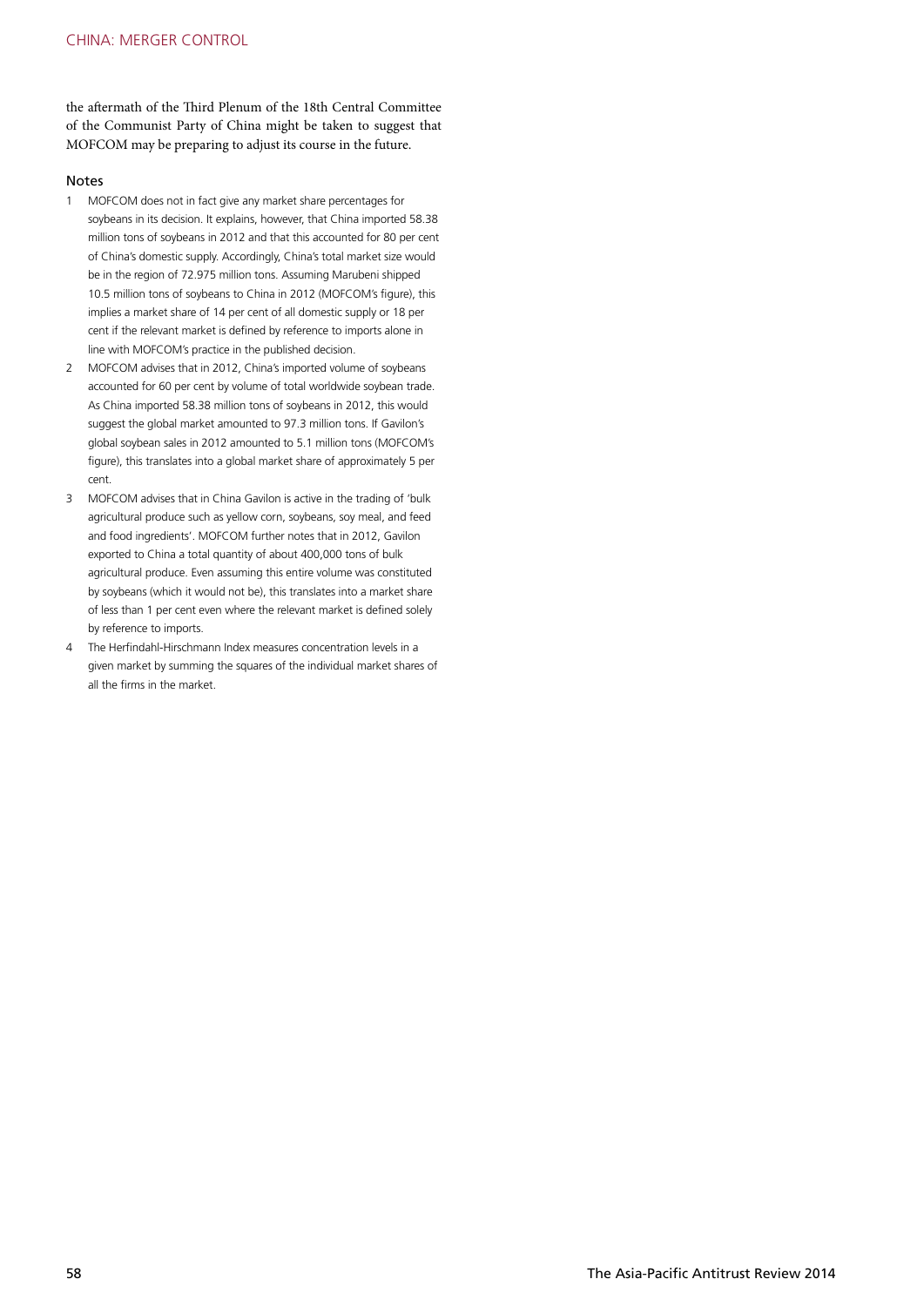the aftermath of the Third Plenum of the 18th Central Committee of the Communist Party of China might be taken to suggest that MOFCOM may be preparing to adjust its course in the future.

### Notes

1. MOFCOM does not in fact give any market share percentages for soybeans in its decision. It explains, however, that China imported 58.38 million tons of soybeans in 2012 and that this accounted for 80 per cent of China's domestic supply. Accordingly, China's total market size would be in the region of 72.975 million tons. Assuming Marubeni shipped 10.5 million tons of soybeans to China in 2012 (MOFCOM's figure), this implies a market share of 14 per cent of all domestic supply or 18 per cent if the relevant market is defined by reference to imports alone in line with MOFCOM's practice in the published decision.
2. MOFCOM advises that in 2012, China's imported volume of soybeans accounted for 60 per cent by volume of total worldwide soybean trade. As China imported 58.38 million tons of soybeans in 2012, this would suggest the global market amounted to 97.3 million tons. If Gavilon's global soybean sales in 2012 amounted to 5.1 million tons (MOFCOM's figure), this translates into a global market share of approximately 5 per cent.
3. MOFCOM advises that in China Gavilon is active in the trading of 'bulk agricultural produce such as yellow corn, soybeans, soy meal, and feed and food ingredients'. MOFCOM further notes that in 2012, Gavilon exported to China a total quantity of about 400,000 tons of bulk agricultural produce. Even assuming this entire volume was constituted by soybeans (which it would not be), this translates into a market share of less than 1 per cent even where the relevant market is defined solely by reference to imports.
4. The Herfindahl-Hirschmann Index measures concentration levels in a given market by summing the squares of the individual market shares of all the firms in the market.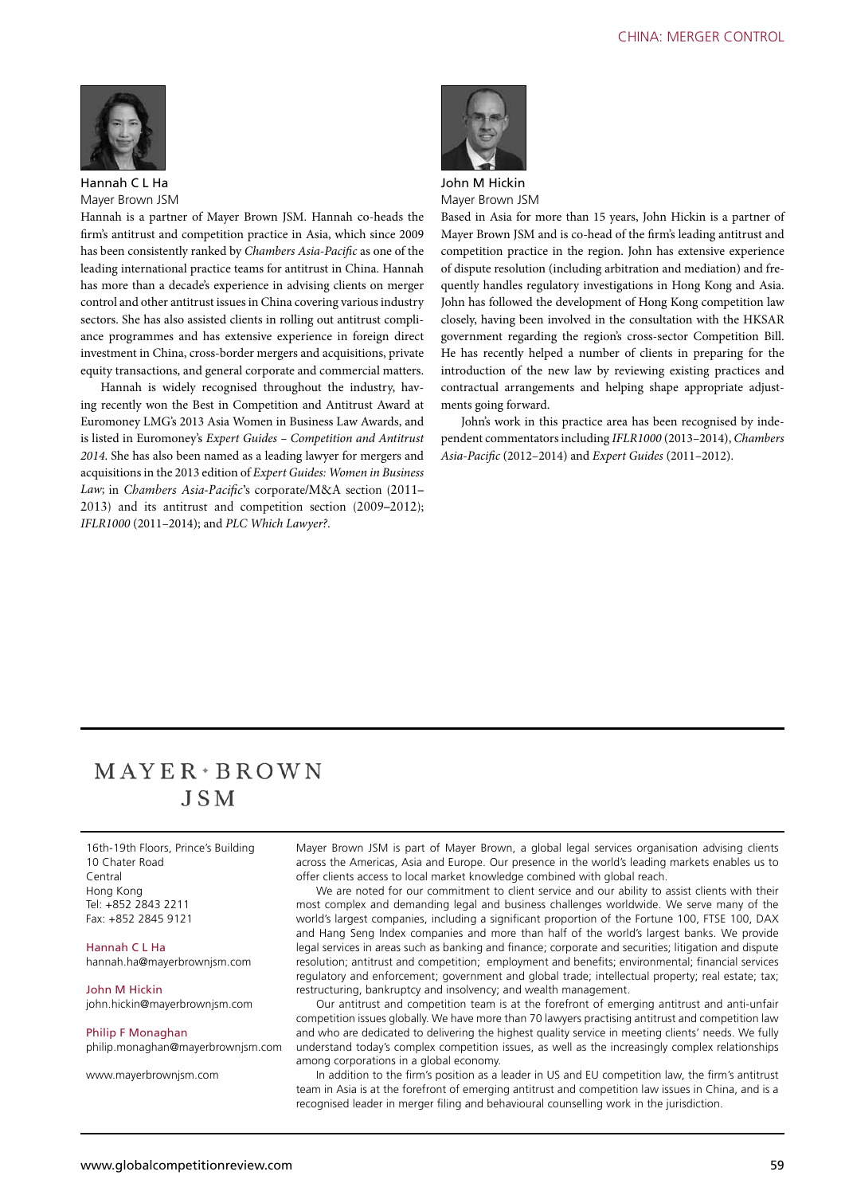**Hannah C L Ha**
Mayer Brown JSM

Hannah is a partner of Mayer Brown JSM. Hannah co-heads the firm's antitrust and competition practice in Asia, which since 2009 has been consistently ranked by *Chambers Asia-Pacific* as one of the leading international practice teams for antitrust in China. Hannah has more than a decade's experience in advising clients on merger control and other antitrust issues in China covering various industry sectors. She has also assisted clients in rolling out antitrust compliance programmes and has extensive experience in foreign direct investment in China, cross-border mergers and acquisitions, private equity transactions, and general corporate and commercial matters.

Hannah is widely recognised throughout the industry, having recently won the Best in Competition and Antitrust Award at Euromoney LMG's 2013 Asia Women in Business Law Awards, and is listed in Euromoney's *Expert Guides – Competition and Antitrust 2014*. She has also been named as a leading lawyer for mergers and acquisitions in the 2013 edition of *Expert Guides: Women in Business Law*; in *Chambers Asia-Pacific*'s corporate/M&A section (2011–2013) and its antitrust and competition section (2009–2012); *IFLR1000* (2011–2014); and *PLC Which Lawyer?*.

**John M Hickin**
Mayer Brown JSM

Based in Asia for more than 15 years, John Hickin is a partner of Mayer Brown JSM and is co-head of the firm's leading antitrust and competition practice in the region. John has extensive experience of dispute resolution (including arbitration and mediation) and frequently handles regulatory investigations in Hong Kong and Asia. John has followed the development of Hong Kong competition law closely, having been involved in the consultation with the HKSAR government regarding the region's cross-sector Competition Bill. He has recently helped a number of clients in preparing for the introduction of the new law by reviewing existing practices and contractual arrangements and helping shape appropriate adjustments going forward.

John's work in this practice area has been recognised by independent commentators including *IFLR1000* (2013–2014), *Chambers Asia-Pacific* (2012–2014) and *Expert Guides* (2011–2012).

MAYER • BROWN
JSM

16th-19th Floors, Prince's Building
10 Chater Road
Central
Hong Kong
Tel: +852 2843 2211
Fax: +852 2845 9121

Hannah C L Ha
hannah.ha@mayerbrownjsm.com

John M Hickin
john.hickin@mayerbrownjsm.com

Philip F Monaghan
philip.monaghan@mayerbrownjsm.com

www.mayerbrownjsm.com

Mayer Brown JSM is part of Mayer Brown, a global legal services organisation advising clients across the Americas, Asia and Europe. Our presence in the world's leading markets enables us to offer clients access to local market knowledge combined with global reach.

We are noted for our commitment to client service and our ability to assist clients with their most complex and demanding legal and business challenges worldwide. We serve many of the world's largest companies, including a significant proportion of the Fortune 100, FTSE 100, DAX and Hang Seng Index companies and more than half of the world's largest banks. We provide legal services in areas such as banking and finance; corporate and securities; litigation and dispute resolution; antitrust and competition; employment and benefits; environmental; financial services regulatory and enforcement; government and global trade; intellectual property; real estate; tax; restructuring, bankruptcy and insolvency; and wealth management.

Our antitrust and competition team is at the forefront of emerging antitrust and anti-unfair competition issues globally. We have more than 70 lawyers practising antitrust and competition law and who are dedicated to delivering the highest quality service in meeting clients' needs. We fully understand today's complex competition issues, as well as the increasingly complex relationships among corporations in a global economy.

In addition to the firm's position as a leader in US and EU competition law, the firm's antitrust team in Asia is at the forefront of emerging antitrust and competition law issues in China, and is a recognised leader in merger filing and behavioural counselling work in the jurisdiction.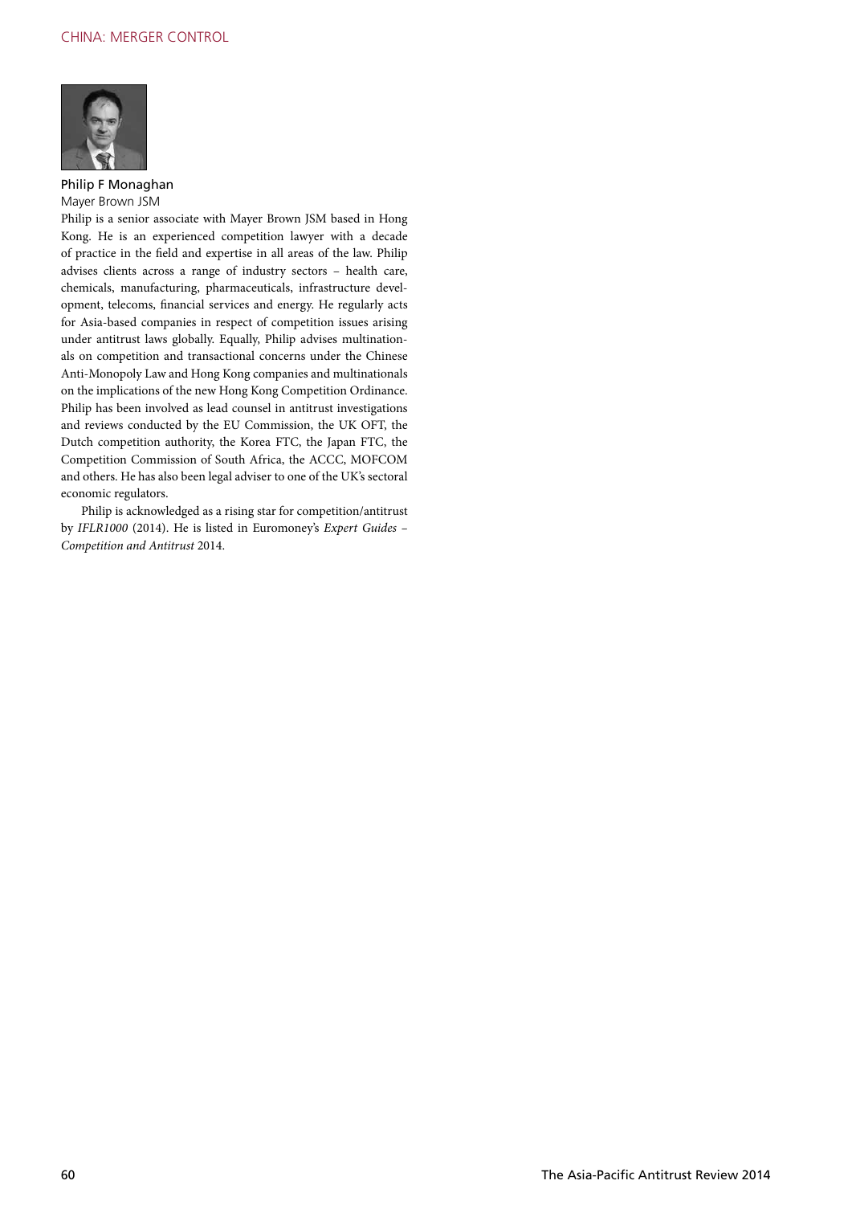**Philip F Monaghan**
Mayer Brown JSM

Philip is a senior associate with Mayer Brown JSM based in Hong Kong. He is an experienced competition lawyer with a decade of practice in the field and expertise in all areas of the law. Philip advises clients across a range of industry sectors – health care, chemicals, manufacturing, pharmaceuticals, infrastructure development, telecoms, financial services and energy. He regularly acts for Asia-based companies in respect of competition issues arising under antitrust laws globally. Equally, Philip advises multinationals on competition and transactional concerns under the Chinese Anti-Monopoly Law and Hong Kong companies and multinationals on the implications of the new Hong Kong Competition Ordinance. Philip has been involved as lead counsel in antitrust investigations and reviews conducted by the EU Commission, the UK OFT, the Dutch competition authority, the Korea FTC, the Japan FTC, the Competition Commission of South Africa, the ACCC, MOFCOM and others. He has also been legal adviser to one of the UK's sectoral economic regulators.

Philip is acknowledged as a rising star for competition/antitrust by *IFLR1000* (2014). He is listed in Euromoney's *Expert Guides – Competition and Antitrust* 2014.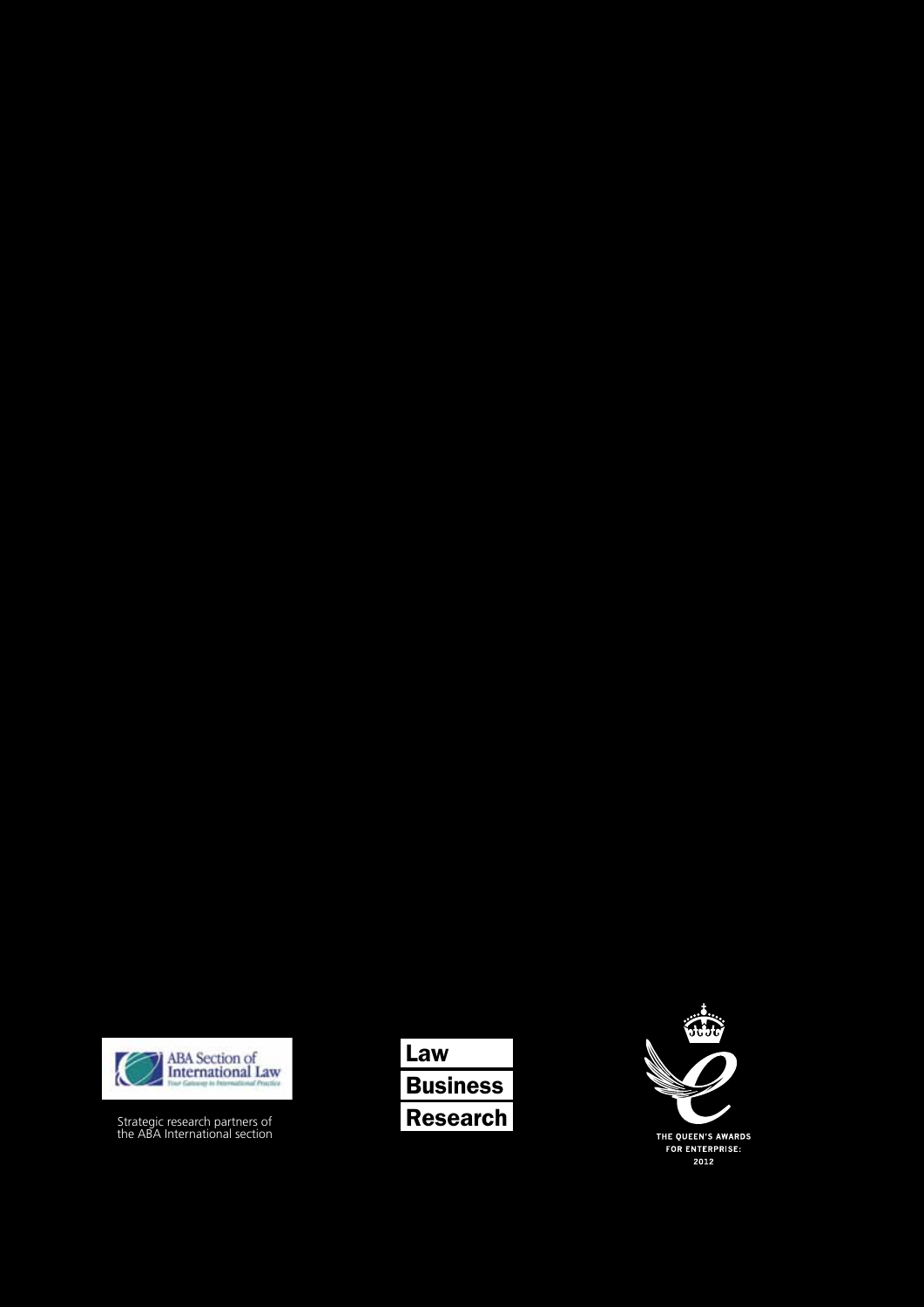ABA Section of International Law

*Your Gateway to International Practice*

Strategic research partners of the ABA International section

Law

Business

Research

THE QUEEN'S AWARDS FOR ENTERPRISE: 2012